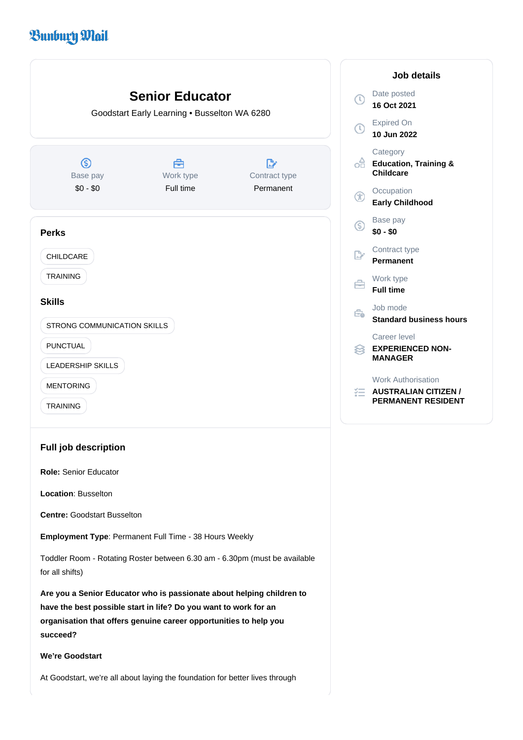Bunbury Mail

# Senior Educator

Goodstart Early Learning • Busselton WA 6280

| Base pay | Work type | Contract type |
|---|---|---|
| $0 - $0 | Full time | Permanent |

## Job details

Date posted
**16 Oct 2021**

Expired On
**10 Jun 2022**

Category
**Education, Training & Childcare**

Occupation
**Early Childhood**

Base pay
**$0 - $0**

Contract type
**Permanent**

Work type
**Full time**

Job mode
**Standard business hours**

Career level
**EXPERIENCED NON-MANAGER**

Work Authorisation
**AUSTRALIAN CITIZEN / PERMANENT RESIDENT**

### Perks

- CHILDCARE
- TRAINING

### Skills

- STRONG COMMUNICATION SKILLS
- PUNCTUAL
- LEADERSHIP SKILLS
- MENTORING
- TRAINING

### Full job description

**Role:** Senior Educator

**Location**: Busselton

**Centre:** Goodstart Busselton

**Employment Type**: Permanent Full Time - 38 Hours Weekly

Toddler Room - Rotating Roster between 6.30 am - 6.30pm (must be available for all shifts)

**Are you a Senior Educator who is passionate about helping children to have the best possible start in life? Do you want to work for an organisation that offers genuine career opportunities to help you succeed?**

**We're Goodstart**

At Goodstart, we're all about laying the foundation for better lives through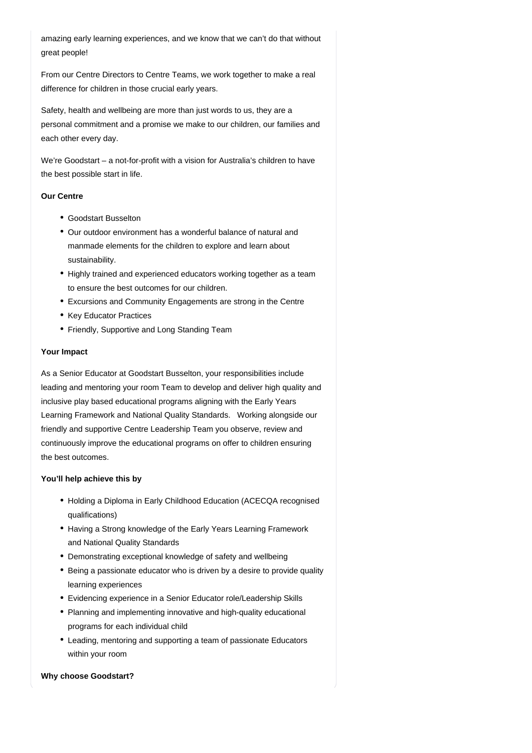amazing early learning experiences, and we know that we can't do that without great people!

From our Centre Directors to Centre Teams, we work together to make a real difference for children in those crucial early years.

Safety, health and wellbeing are more than just words to us, they are a personal commitment and a promise we make to our children, our families and each other every day.

We're Goodstart – a not-for-profit with a vision for Australia's children to have the best possible start in life.

**Our Centre**

- Goodstart Busselton
- Our outdoor environment has a wonderful balance of natural and manmade elements for the children to explore and learn about sustainability.
- Highly trained and experienced educators working together as a team to ensure the best outcomes for our children.
- Excursions and Community Engagements are strong in the Centre
- Key Educator Practices
- Friendly, Supportive and Long Standing Team

**Your Impact**

As a Senior Educator at Goodstart Busselton, your responsibilities include leading and mentoring your room Team to develop and deliver high quality and inclusive play based educational programs aligning with the Early Years Learning Framework and National Quality Standards.   Working alongside our friendly and supportive Centre Leadership Team you observe, review and continuously improve the educational programs on offer to children ensuring the best outcomes.

**You'll help achieve this by**

- Holding a Diploma in Early Childhood Education (ACECQA recognised qualifications)
- Having a Strong knowledge of the Early Years Learning Framework and National Quality Standards
- Demonstrating exceptional knowledge of safety and wellbeing
- Being a passionate educator who is driven by a desire to provide quality learning experiences
- Evidencing experience in a Senior Educator role/Leadership Skills
- Planning and implementing innovative and high-quality educational programs for each individual child
- Leading, mentoring and supporting a team of passionate Educators within your room

**Why choose Goodstart?**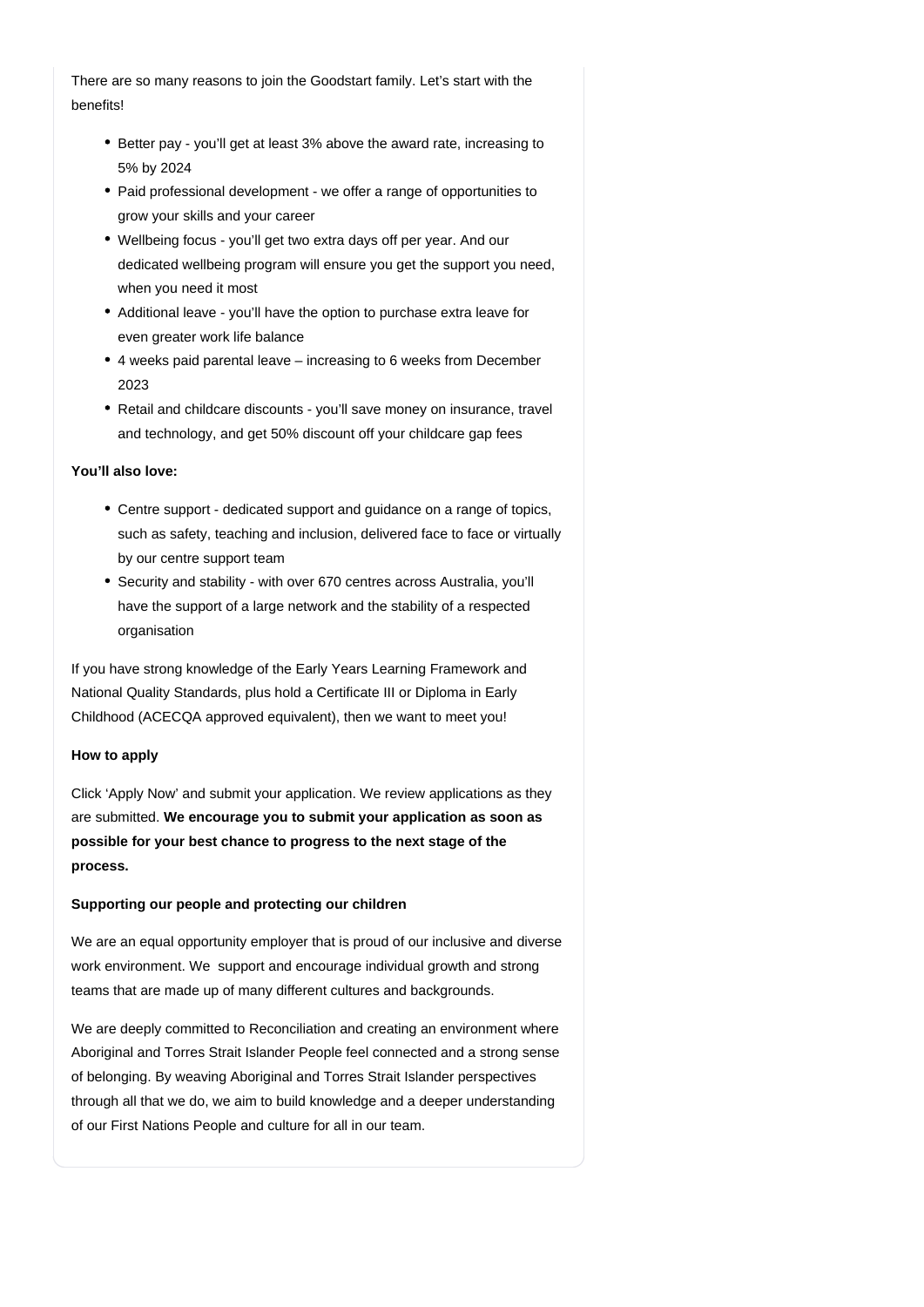There are so many reasons to join the Goodstart family. Let's start with the benefits!

- Better pay - you'll get at least 3% above the award rate, increasing to 5% by 2024
- Paid professional development - we offer a range of opportunities to grow your skills and your career
- Wellbeing focus - you'll get two extra days off per year. And our dedicated wellbeing program will ensure you get the support you need, when you need it most
- Additional leave - you'll have the option to purchase extra leave for even greater work life balance
- 4 weeks paid parental leave – increasing to 6 weeks from December 2023
- Retail and childcare discounts - you'll save money on insurance, travel and technology, and get 50% discount off your childcare gap fees

**You'll also love:**

- Centre support - dedicated support and guidance on a range of topics, such as safety, teaching and inclusion, delivered face to face or virtually by our centre support team
- Security and stability - with over 670 centres across Australia, you'll have the support of a large network and the stability of a respected organisation

If you have strong knowledge of the Early Years Learning Framework and National Quality Standards, plus hold a Certificate III or Diploma in Early Childhood (ACECQA approved equivalent), then we want to meet you!

**How to apply**

Click 'Apply Now' and submit your application. We review applications as they are submitted. **We encourage you to submit your application as soon as possible for your best chance to progress to the next stage of the process.**

**Supporting our people and protecting our children**

We are an equal opportunity employer that is proud of our inclusive and diverse work environment. We support and encourage individual growth and strong teams that are made up of many different cultures and backgrounds.

We are deeply committed to Reconciliation and creating an environment where Aboriginal and Torres Strait Islander People feel connected and a strong sense of belonging. By weaving Aboriginal and Torres Strait Islander perspectives through all that we do, we aim to build knowledge and a deeper understanding of our First Nations People and culture for all in our team.